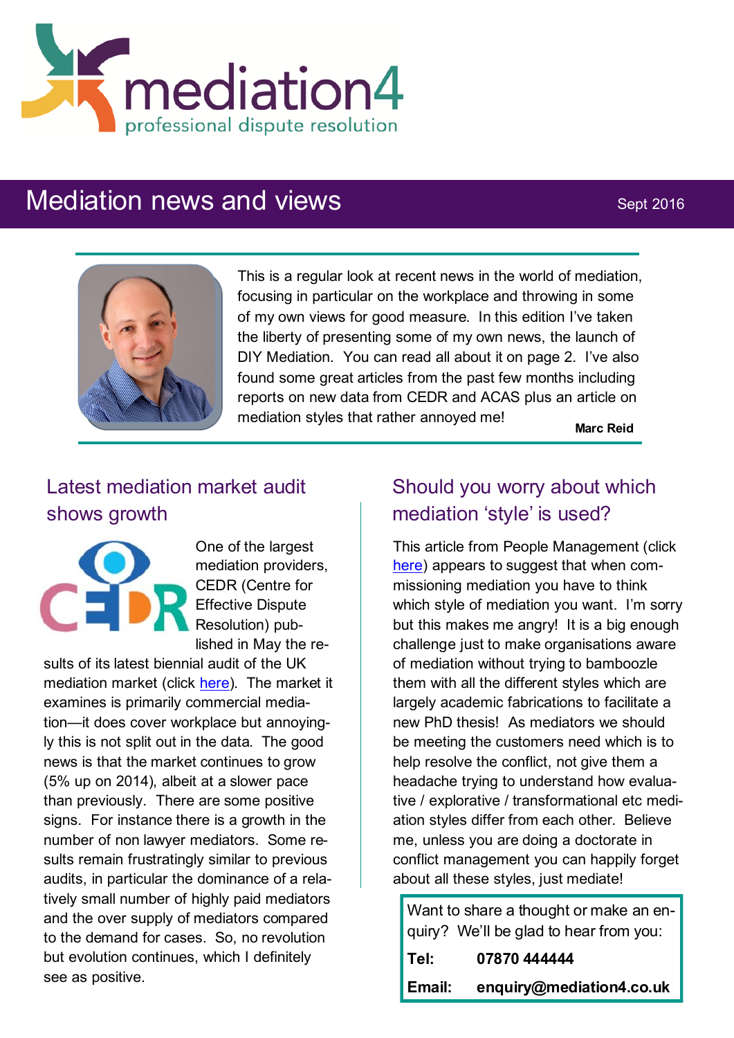mediation4

professional dispute resolution

# Mediation news and views

Sept 2016

This is a regular look at recent news in the world of mediation, focusing in particular on the workplace and throwing in some of my own views for good measure. In this edition I've taken the liberty of presenting some of my own news, the launch of DIY Mediation. You can read all about it on page 2. I've also found some great articles from the past few months including reports on new data from CEDR and ACAS plus an article on mediation styles that rather annoyed me!

**Marc Reid**

## Latest mediation market audit shows growth

One of the largest mediation providers, CEDR (Centre for Effective Dispute Resolution) published in May the results of its latest biennial audit of the UK mediation market (click here). The market it examines is primarily commercial mediation—it does cover workplace but annoyingly this is not split out in the data. The good news is that the market continues to grow (5% up on 2014), albeit at a slower pace than previously. There are some positive signs. For instance there is a growth in the number of non lawyer mediators. Some results remain frustratingly similar to previous audits, in particular the dominance of a relatively small number of highly paid mediators and the over supply of mediators compared to the demand for cases. So, no revolution but evolution continues, which I definitely see as positive.

## Should you worry about which mediation 'style' is used?

This article from People Management (click here) appears to suggest that when commissioning mediation you have to think which style of mediation you want. I'm sorry but this makes me angry! It is a big enough challenge just to make organisations aware of mediation without trying to bamboozle them with all the different styles which are largely academic fabrications to facilitate a new PhD thesis! As mediators we should be meeting the customers need which is to help resolve the conflict, not give them a headache trying to understand how evaluative / explorative / transformational etc mediation styles differ from each other. Believe me, unless you are doing a doctorate in conflict management you can happily forget about all these styles, just mediate!

Want to share a thought or make an enquiry? We'll be glad to hear from you:

**Tel:** **07870 444444**

**Email:** **enquiry@mediation4.co.uk**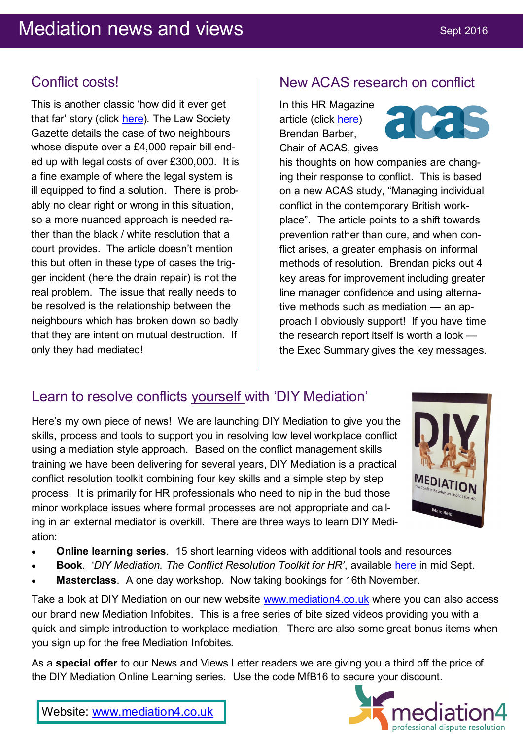# Mediation news and views

Sept 2016

## Conflict costs!

This is another classic 'how did it ever get that far' story (click here). The Law Society Gazette details the case of two neighbours whose dispute over a £4,000 repair bill ended up with legal costs of over £300,000. It is a fine example of where the legal system is ill equipped to find a solution. There is probably no clear right or wrong in this situation, so a more nuanced approach is needed rather than the black / white resolution that a court provides. The article doesn't mention this but often in these type of cases the trigger incident (here the drain repair) is not the real problem. The issue that really needs to be resolved is the relationship between the neighbours which has broken down so badly that they are intent on mutual destruction. If only they had mediated!

## New ACAS research on conflict

In this HR Magazine article (click here) Brendan Barber, Chair of ACAS, gives his thoughts on how companies are changing their response to conflict. This is based on a new ACAS study, "Managing individual conflict in the contemporary British workplace". The article points to a shift towards prevention rather than cure, and when conflict arises, a greater emphasis on informal methods of resolution. Brendan picks out 4 key areas for improvement including greater line manager confidence and using alternative methods such as mediation — an approach I obviously support! If you have time the research report itself is worth a look — the Exec Summary gives the key messages.

## Learn to resolve conflicts yourself with 'DIY Mediation'

Here's my own piece of news! We are launching DIY Mediation to give you the skills, process and tools to support you in resolving low level workplace conflict using a mediation style approach. Based on the conflict management skills training we have been delivering for several years, DIY Mediation is a practical conflict resolution toolkit combining four key skills and a simple step by step process. It is primarily for HR professionals who need to nip in the bud those minor workplace issues where formal processes are not appropriate and calling in an external mediator is overkill. There are three ways to learn DIY Mediation:

- **Online learning series**. 15 short learning videos with additional tools and resources
- **Book**. '*DIY Mediation. The Conflict Resolution Toolkit for HR*', available here in mid Sept.
- **Masterclass**. A one day workshop. Now taking bookings for 16th November.

Take a look at DIY Mediation on our new website www.mediation4.co.uk where you can also access our brand new Mediation Infobites. This is a free series of bite sized videos providing you with a quick and simple introduction to workplace mediation. There are also some great bonus items when you sign up for the free Mediation Infobites.

As a **special offer** to our News and Views Letter readers we are giving you a third off the price of the DIY Mediation Online Learning series. Use the code MfB16 to secure your discount.

Website: www.mediation4.co.uk

mediation4 professional dispute resolution